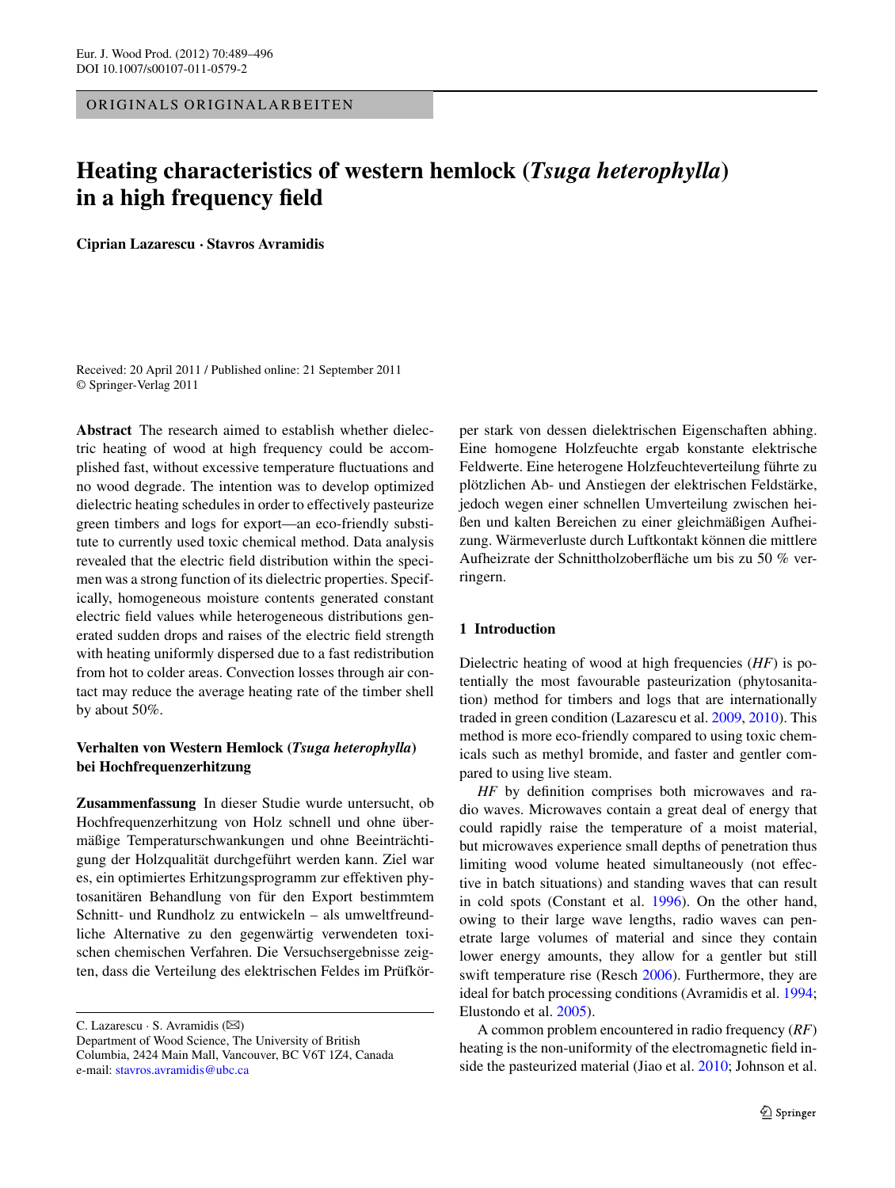ORIGINALS ORIGINALARBEITEN

# Heating characteristics of western hemlock (*Tsuga heterophylla*) in a high frequency field

**Ciprian Lazarescu · Stavros Avramidis**

Received: 20 April 2011 / Published online: 21 September 2011
© Springer-Verlag 2011

**Abstract** The research aimed to establish whether dielectric heating of wood at high frequency could be accomplished fast, without excessive temperature fluctuations and no wood degrade. The intention was to develop optimized dielectric heating schedules in order to effectively pasteurize green timbers and logs for export—an eco-friendly substitute to currently used toxic chemical method. Data analysis revealed that the electric field distribution within the specimen was a strong function of its dielectric properties. Specifically, homogeneous moisture contents generated constant electric field values while heterogeneous distributions generated sudden drops and raises of the electric field strength with heating uniformly dispersed due to a fast redistribution from hot to colder areas. Convection losses through air contact may reduce the average heating rate of the timber shell by about 50%.

**Verhalten von Western Hemlock (*Tsuga heterophylla*) bei Hochfrequenzerhitzung**

**Zusammenfassung** In dieser Studie wurde untersucht, ob Hochfrequenzerhitzung von Holz schnell und ohne übermäßige Temperaturschwankungen und ohne Beeinträchtigung der Holzqualität durchgeführt werden kann. Ziel war es, ein optimiertes Erhitzungsprogramm zur effektiven phytosanitären Behandlung von für den Export bestimmtem Schnitt- und Rundholz zu entwickeln – als umweltfreundliche Alternative zu den gegenwärtig verwendeten toxischen chemischen Verfahren. Die Versuchsergebnisse zeigten, dass die Verteilung des elektrischen Feldes im Prüfkörper stark von dessen dielektrischen Eigenschaften abhing. Eine homogene Holzfeuchte ergab konstante elektrische Feldwerte. Eine heterogene Holzfeuchteverteilung führte zu plötzlichen Ab- und Anstiegen der elektrischen Feldstärke, jedoch wegen einer schnellen Umverteilung zwischen heißen und kalten Bereichen zu einer gleichmäßigen Aufheizung. Wärmeverluste durch Luftkontakt können die mittlere Aufheizrate der Schnittholzoberfläche um bis zu 50 % verringern.

C. Lazarescu · S. Avramidis (✉)
Department of Wood Science, The University of British Columbia, 2424 Main Mall, Vancouver, BC V6T 1Z4, Canada
e-mail: stavros.avramidis@ubc.ca

## 1 Introduction

Dielectric heating of wood at high frequencies (*HF*) is potentially the most favourable pasteurization (phytosanitation) method for timbers and logs that are internationally traded in green condition (Lazarescu et al. 2009, 2010). This method is more eco-friendly compared to using toxic chemicals such as methyl bromide, and faster and gentler compared to using live steam.

*HF* by definition comprises both microwaves and radio waves. Microwaves contain a great deal of energy that could rapidly raise the temperature of a moist material, but microwaves experience small depths of penetration thus limiting wood volume heated simultaneously (not effective in batch situations) and standing waves that can result in cold spots (Constant et al. 1996). On the other hand, owing to their large wave lengths, radio waves can penetrate large volumes of material and since they contain lower energy amounts, they allow for a gentler but still swift temperature rise (Resch 2006). Furthermore, they are ideal for batch processing conditions (Avramidis et al. 1994; Elustondo et al. 2005).

A common problem encountered in radio frequency (*RF*) heating is the non-uniformity of the electromagnetic field inside the pasteurized material (Jiao et al. 2010; Johnson et al.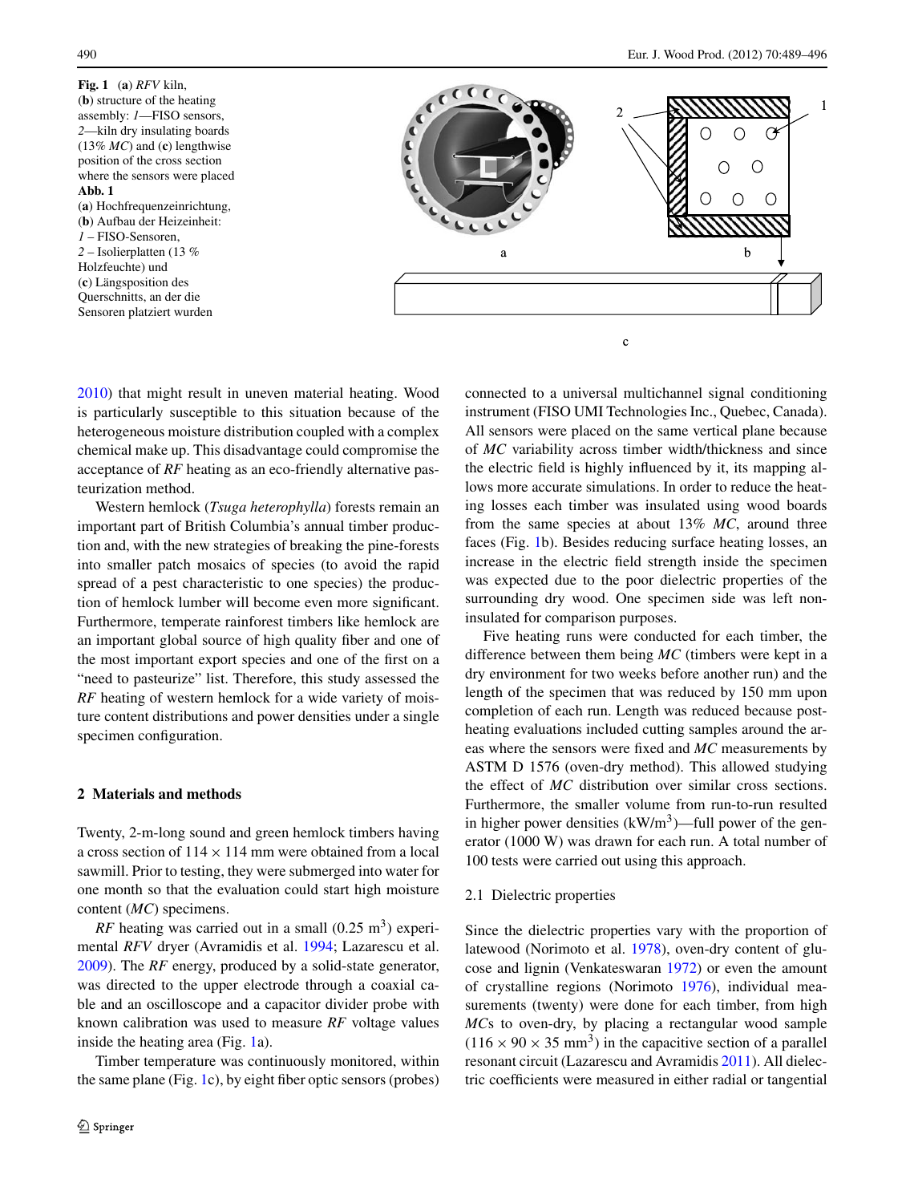**Fig. 1** (**a**) *RFV* kiln, (**b**) structure of the heating assembly: *1*—FISO sensors, *2*—kiln dry insulating boards (13% *MC*) and (**c**) lengthwise position of the cross section where the sensors were placed
**Abb. 1** (**a**) Hochfrequenzeinrichtung, (**b**) Aufbau der Heizeinheit: *1* – FISO-Sensoren, *2* – Isolierplatten (13 % Holzfeuchte) und (**c**) Längsposition des Querschnitts, an der die Sensoren platziert wurden

2010) that might result in uneven material heating. Wood is particularly susceptible to this situation because of the heterogeneous moisture distribution coupled with a complex chemical make up. This disadvantage could compromise the acceptance of *RF* heating as an eco-friendly alternative pasteurization method.

Western hemlock (*Tsuga heterophylla*) forests remain an important part of British Columbia's annual timber production and, with the new strategies of breaking the pine-forests into smaller patch mosaics of species (to avoid the rapid spread of a pest characteristic to one species) the production of hemlock lumber will become even more significant. Furthermore, temperate rainforest timbers like hemlock are an important global source of high quality fiber and one of the most important export species and one of the first on a "need to pasteurize" list. Therefore, this study assessed the *RF* heating of western hemlock for a wide variety of moisture content distributions and power densities under a single specimen configuration.

## 2 Materials and methods

Twenty, 2-m-long sound and green hemlock timbers having a cross section of 114 × 114 mm were obtained from a local sawmill. Prior to testing, they were submerged into water for one month so that the evaluation could start high moisture content (*MC*) specimens.

*RF* heating was carried out in a small (0.25 $m^3$) experimental *RFV* dryer (Avramidis et al. 1994; Lazarescu et al. 2009). The *RF* energy, produced by a solid-state generator, was directed to the upper electrode through a coaxial cable and an oscilloscope and a capacitor divider probe with known calibration was used to measure *RF* voltage values inside the heating area (Fig. 1a).

Timber temperature was continuously monitored, within the same plane (Fig. 1c), by eight fiber optic sensors (probes) connected to a universal multichannel signal conditioning instrument (FISO UMI Technologies Inc., Quebec, Canada). All sensors were placed on the same vertical plane because of *MC* variability across timber width/thickness and since the electric field is highly influenced by it, its mapping allows more accurate simulations. In order to reduce the heating losses each timber was insulated using wood boards from the same species at about 13% *MC*, around three faces (Fig. 1b). Besides reducing surface heating losses, an increase in the electric field strength inside the specimen was expected due to the poor dielectric properties of the surrounding dry wood. One specimen side was left non-insulated for comparison purposes.

Five heating runs were conducted for each timber, the difference between them being *MC* (timbers were kept in a dry environment for two weeks before another run) and the length of the specimen that was reduced by 150 mm upon completion of each run. Length was reduced because post-heating evaluations included cutting samples around the areas where the sensors were fixed and *MC* measurements by ASTM D 1576 (oven-dry method). This allowed studying the effect of *MC* distribution over similar cross sections. Furthermore, the smaller volume from run-to-run resulted in higher power densities (kW/$m^3$)—full power of the generator (1000 W) was drawn for each run. A total number of 100 tests were carried out using this approach.

### 2.1 Dielectric properties

Since the dielectric properties vary with the proportion of latewood (Norimoto et al. 1978), oven-dry content of glucose and lignin (Venkateswaran 1972) or even the amount of crystalline regions (Norimoto 1976), individual measurements (twenty) were done for each timber, from high *MC*s to oven-dry, by placing a rectangular wood sample (116 × 90 × 35 $mm^3$) in the capacitive section of a parallel resonant circuit (Lazarescu and Avramidis 2011). All dielectric coefficients were measured in either radial or tangential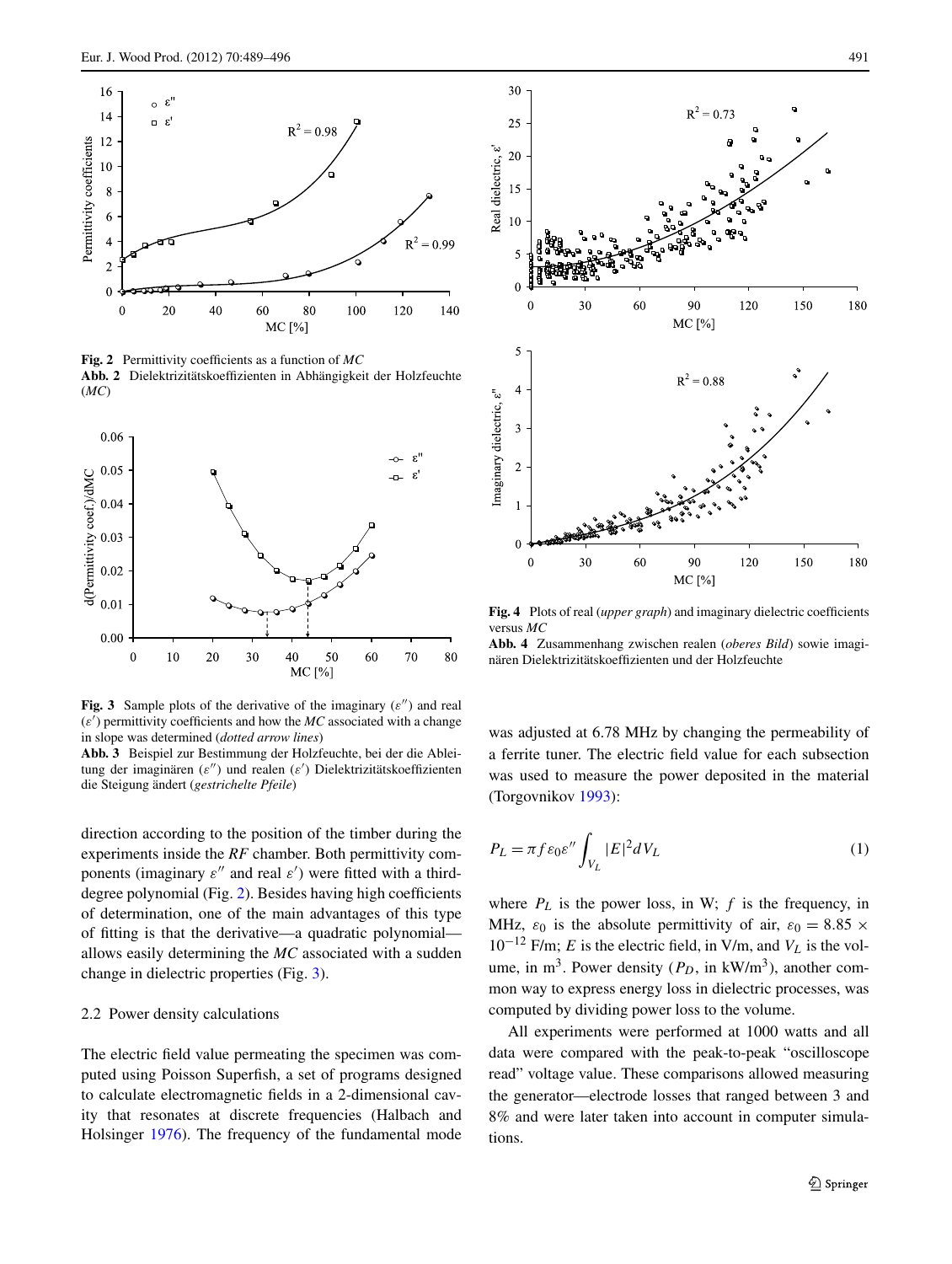Fig. 2 Permittivity coefficients as a function of *MC*

**Abb. 2** Dielektrizitätskoeffizienten in Abhängigkeit der Holzfeuchte (*MC*)

**Fig. 3** Sample plots of the derivative of the imaginary ($\varepsilon''$) and real ($\varepsilon'$) permittivity coefficients and how the *MC* associated with a change in slope was determined (*dotted arrow lines*)

**Abb. 3** Beispiel zur Bestimmung der Holzfeuchte, bei der die Ableitung der imaginären ($\varepsilon''$) und realen ($\varepsilon'$) Dielektrizitätskoeffizienten die Steigung ändert (*gestrichelte Pfeile*)

direction according to the position of the timber during the experiments inside the *RF* chamber. Both permittivity components (imaginary $\varepsilon''$ and real $\varepsilon'$) were fitted with a third-degree polynomial (Fig. 2). Besides having high coefficients of determination, one of the main advantages of this type of fitting is that the derivative—a quadratic polynomial—allows easily determining the *MC* associated with a sudden change in dielectric properties (Fig. 3).

### 2.2 Power density calculations

The electric field value permeating the specimen was computed using Poisson Superfish, a set of programs designed to calculate electromagnetic fields in a 2-dimensional cavity that resonates at discrete frequencies (Halbach and Holsinger 1976). The frequency of the fundamental mode

**Fig. 4** Plots of real (*upper graph*) and imaginary dielectric coefficients versus *MC*

**Abb. 4** Zusammenhang zwischen realen (*oberes Bild*) sowie imaginären Dielektrizitätskoeffizienten und der Holzfeuchte

was adjusted at 6.78 MHz by changing the permeability of a ferrite tuner. The electric field value for each subsection was used to measure the power deposited in the material (Torgovnikov 1993):

$$P_L = \pi f \varepsilon_0 \varepsilon'' \int_{V_L} |E|^2 dV_L \tag{1}$$

where $P_L$ is the power loss, in W; $f$ is the frequency, in MHz, $\varepsilon_0$ is the absolute permittivity of air, $\varepsilon_0 = 8.85 \times 10^{-12}$ F/m; $E$ is the electric field, in V/m, and $V_L$ is the volume, in m$^3$. Power density ($P_D$, in kW/m$^3$), another common way to express energy loss in dielectric processes, was computed by dividing power loss to the volume.

All experiments were performed at 1000 watts and all data were compared with the peak-to-peak "oscilloscope read" voltage value. These comparisons allowed measuring the generator—electrode losses that ranged between 3 and 8% and were later taken into account in computer simulations.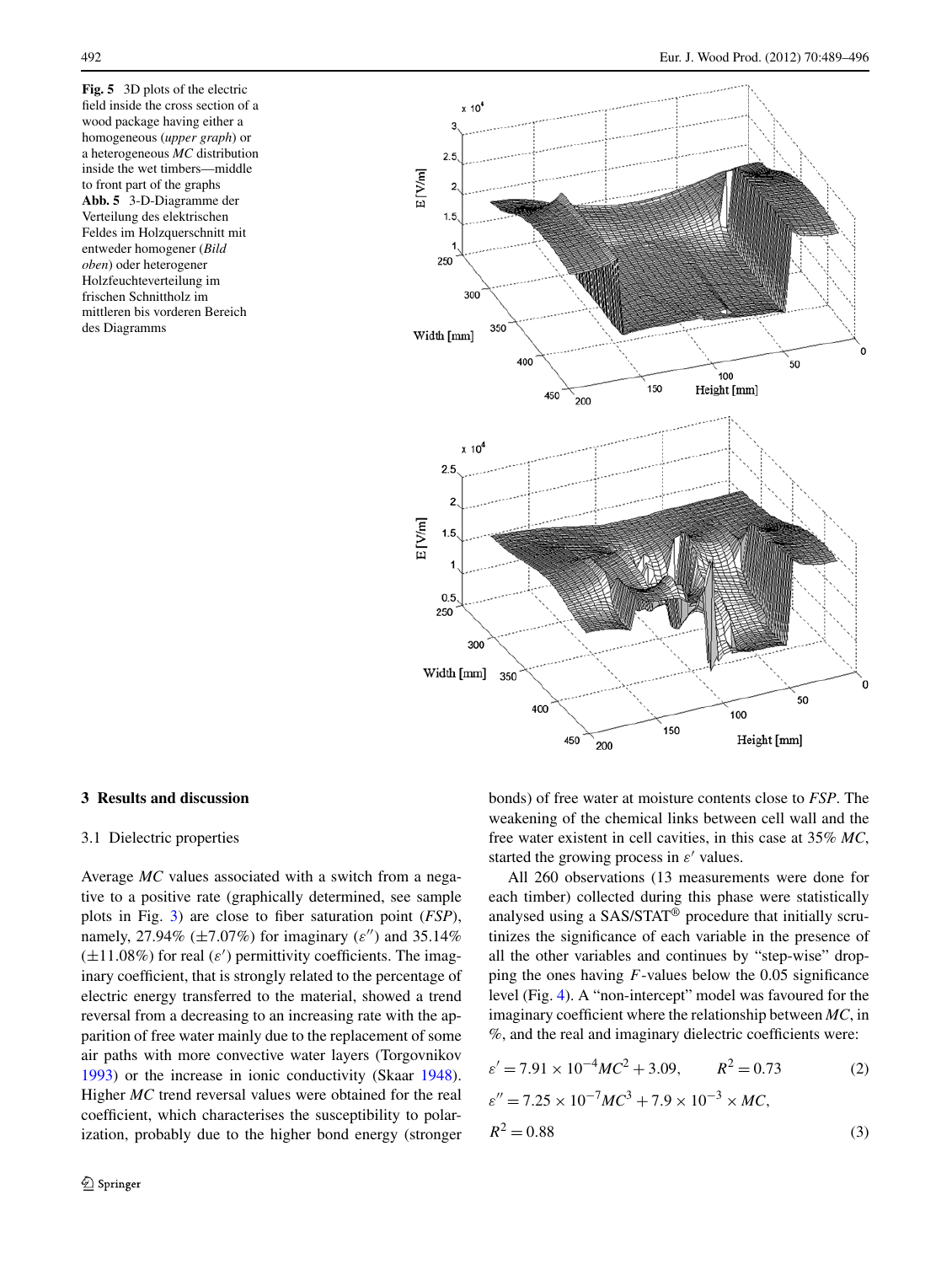**Fig. 5** 3D plots of the electric field inside the cross section of a wood package having either a homogeneous (*upper graph*) or a heterogeneous *MC* distribution inside the wet timbers—middle to front part of the graphs
**Abb. 5** 3-D-Diagramme der Verteilung des elektrischen Feldes im Holzquerschnitt mit entweder homogener (*Bild oben*) oder heterogener Holzfeuchteverteilung im frischen Schnittholz im mittleren bis vorderen Bereich des Diagramms

## 3 Results and discussion

### 3.1 Dielectric properties

Average *MC* values associated with a switch from a negative to a positive rate (graphically determined, see sample plots in Fig. 3) are close to fiber saturation point (*FSP*), namely, 27.94% (±7.07%) for imaginary ($\varepsilon''$) and 35.14% (±11.08%) for real ($\varepsilon'$) permittivity coefficients. The imaginary coefficient, that is strongly related to the percentage of electric energy transferred to the material, showed a trend reversal from a decreasing to an increasing rate with the apparition of free water mainly due to the replacement of some air paths with more convective water layers (Torgovnikov 1993) or the increase in ionic conductivity (Skaar 1948). Higher *MC* trend reversal values were obtained for the real coefficient, which characterises the susceptibility to polarization, probably due to the higher bond energy (stronger bonds) of free water at moisture contents close to *FSP*. The weakening of the chemical links between cell wall and the free water existent in cell cavities, in this case at 35% *MC*, started the growing process in $\varepsilon'$ values.

All 260 observations (13 measurements were done for each timber) collected during this phase were statistically analysed using a SAS/STAT® procedure that initially scrutinizes the significance of each variable in the presence of all the other variables and continues by "step-wise" dropping the ones having $F$-values below the 0.05 significance level (Fig. 4). A "non-intercept" model was favoured for the imaginary coefficient where the relationship between *MC*, in %, and the real and imaginary dielectric coefficients were:

$$\varepsilon' = 7.91 \times 10^{-4} MC^2 + 3.09, \qquad R^2 = 0.73 \tag{2}$$

$$\varepsilon'' = 7.25 \times 10^{-7} MC^3 + 7.9 \times 10^{-3} \times MC, \quad R^2 = 0.88 \tag{3}$$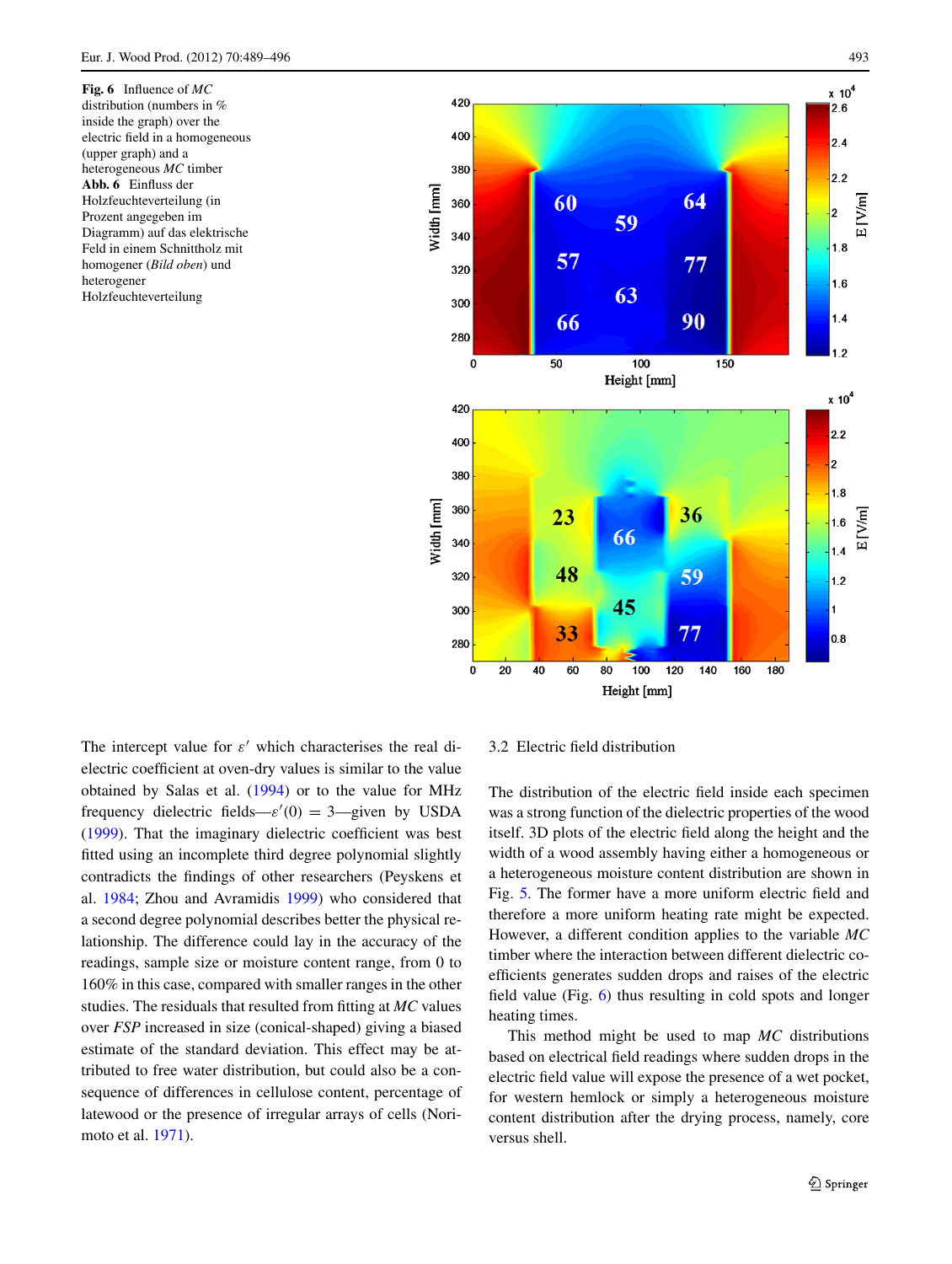**Fig. 6** Influence of *MC* distribution (numbers in % inside the graph) over the electric field in a homogeneous (upper graph) and a heterogeneous *MC* timber

**Abb. 6** Einfluss der Holzfeuchteverteilung (in Prozent angegeben im Diagramm) auf das elektrische Feld in einem Schnittholz mit homogener (*Bild oben*) und heterogener Holzfeuchteverteilung

The intercept value for $\varepsilon'$ which characterises the real dielectric coefficient at oven-dry values is similar to the value obtained by Salas et al. (1994) or to the value for MHz frequency dielectric fields—$\varepsilon'(0) = 3$—given by USDA (1999). That the imaginary dielectric coefficient was best fitted using an incomplete third degree polynomial slightly contradicts the findings of other researchers (Peyskens et al. 1984; Zhou and Avramidis 1999) who considered that a second degree polynomial describes better the physical relationship. The difference could lay in the accuracy of the readings, sample size or moisture content range, from 0 to 160% in this case, compared with smaller ranges in the other studies. The residuals that resulted from fitting at *MC* values over *FSP* increased in size (conical-shaped) giving a biased estimate of the standard deviation. This effect may be attributed to free water distribution, but could also be a consequence of differences in cellulose content, percentage of latewood or the presence of irregular arrays of cells (Norimoto et al. 1971).

### 3.2 Electric field distribution

The distribution of the electric field inside each specimen was a strong function of the dielectric properties of the wood itself. 3D plots of the electric field along the height and the width of a wood assembly having either a homogeneous or a heterogeneous moisture content distribution are shown in Fig. 5. The former have a more uniform electric field and therefore a more uniform heating rate might be expected. However, a different condition applies to the variable *MC* timber where the interaction between different dielectric coefficients generates sudden drops and raises of the electric field value (Fig. 6) thus resulting in cold spots and longer heating times.

This method might be used to map *MC* distributions based on electrical field readings where sudden drops in the electric field value will expose the presence of a wet pocket, for western hemlock or simply a heterogeneous moisture content distribution after the drying process, namely, core versus shell.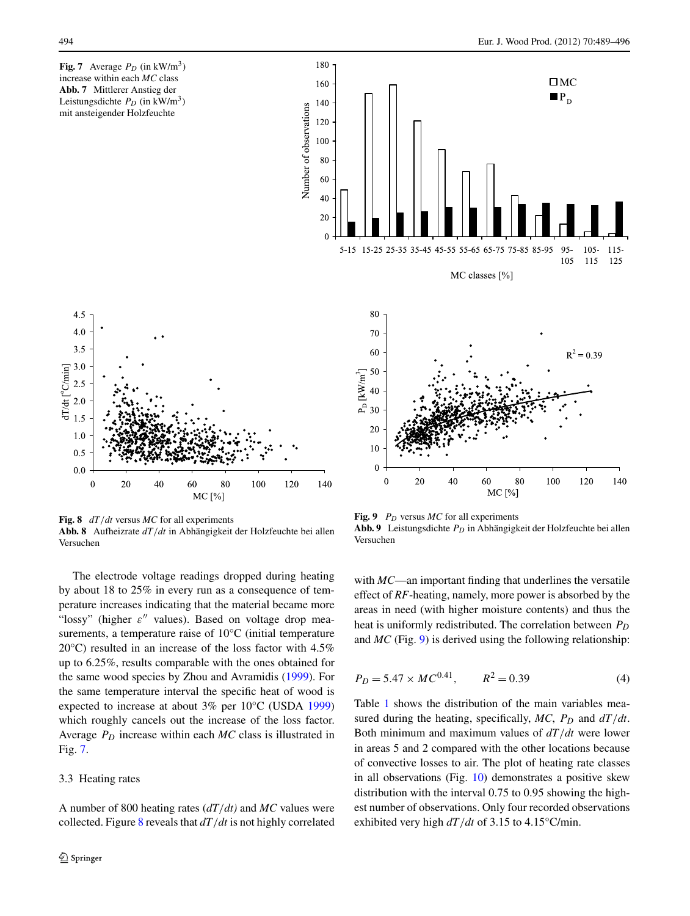**Fig. 7** Average $P_D$ (in kW/m$^3$) increase within each *MC* class
**Abb. 7** Mittlerer Anstieg der Leistungsdichte $P_D$ (in kW/m$^3$) mit ansteigender Holzfeuchte

**Fig. 8** *dT/dt* versus *MC* for all experiments
**Abb. 8** Aufheizrate *dT/dt* in Abhängigkeit der Holzfeuchte bei allen Versuchen

**Fig. 9** $P_D$ versus *MC* for all experiments
**Abb. 9** Leistungsdichte $P_D$ in Abhängigkeit der Holzfeuchte bei allen Versuchen

The electrode voltage readings dropped during heating by about 18 to 25% in every run as a consequence of temperature increases indicating that the material became more "lossy" (higher $\varepsilon''$ values). Based on voltage drop measurements, a temperature raise of 10°C (initial temperature 20°C) resulted in an increase of the loss factor with 4.5% up to 6.25%, results comparable with the ones obtained for the same wood species by Zhou and Avramidis (1999). For the same temperature interval the specific heat of wood is expected to increase at about 3% per 10°C (USDA 1999) which roughly cancels out the increase of the loss factor. Average $P_D$ increase within each *MC* class is illustrated in Fig. 7.

### 3.3 Heating rates

A number of 800 heating rates (*dT/dt)* and *MC* values were collected. Figure 8 reveals that *dT/dt* is not highly correlated with *MC*—an important finding that underlines the versatile effect of *RF*-heating, namely, more power is absorbed by the areas in need (with higher moisture contents) and thus the heat is uniformly redistributed. The correlation between $P_D$ and *MC* (Fig. 9) is derived using the following relationship:

$$P_D = 5.47 \times MC^{0.41}, \qquad R^2 = 0.39 \tag{4}$$

Table 1 shows the distribution of the main variables measured during the heating, specifically, *MC*, $P_D$ and *dT/dt*. Both minimum and maximum values of *dT/dt* were lower in areas 5 and 2 compared with the other locations because of convective losses to air. The plot of heating rate classes in all observations (Fig. 10) demonstrates a positive skew distribution with the interval 0.75 to 0.95 showing the highest number of observations. Only four recorded observations exhibited very high *dT/dt* of 3.15 to 4.15°C/min.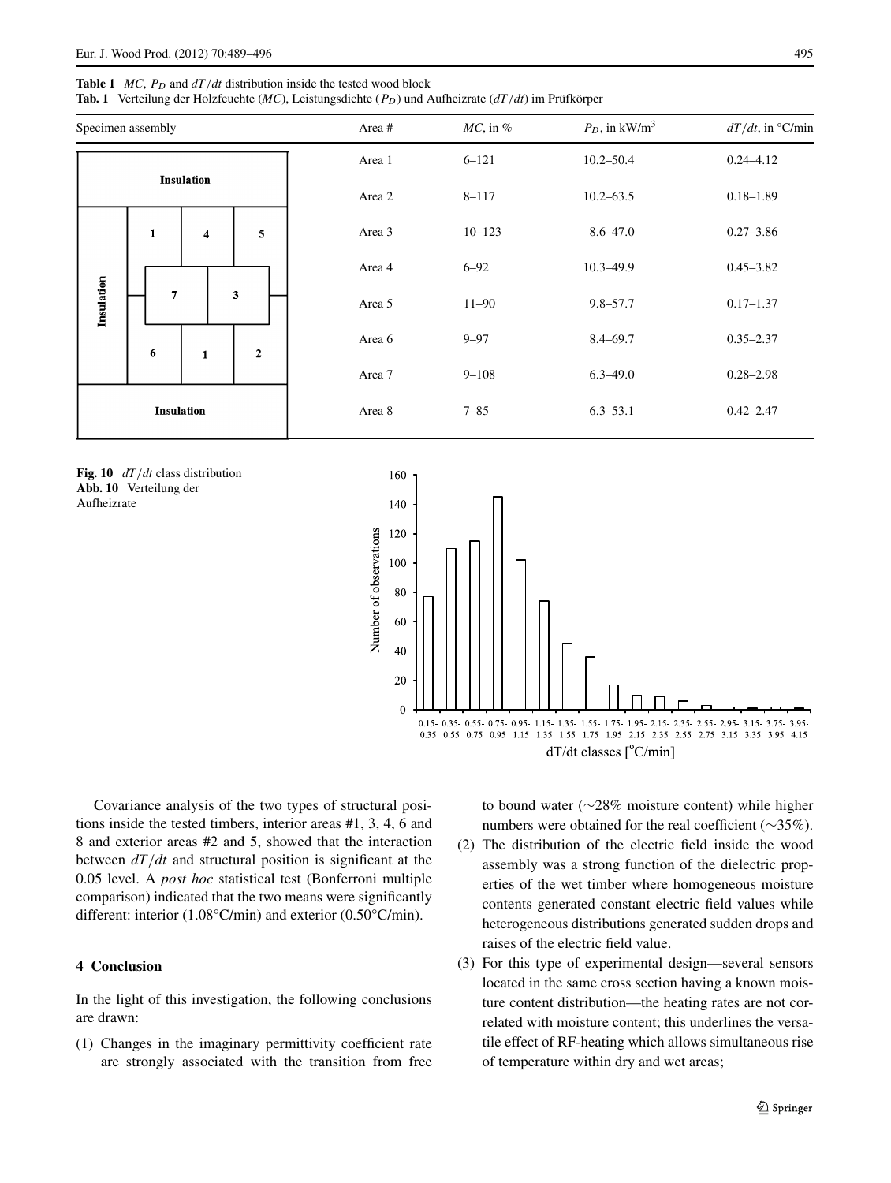**Table 1** $MC$, $P_D$ and $dT/dt$ distribution inside the tested wood block

**Tab. 1** Verteilung der Holzfeuchte ($MC$), Leistungsdichte ($P_D$) und Aufheizrate ($dT/dt$) im Prüfkörper

| Specimen assembly | Area # | $MC$, in % | $P_D$, in kW/m$^3$ | $dT/dt$, in °C/min |
|---|---|---|---|---|
| | Area 1 | 6–121 | 10.2–50.4 | 0.24–4.12 |
| | Area 2 | 8–117 | 10.2–63.5 | 0.18–1.89 |
| | Area 3 | 10–123 | 8.6–47.0 | 0.27–3.86 |
| | Area 4 | 6–92 | 10.3–49.9 | 0.45–3.82 |
| | Area 5 | 11–90 | 9.8–57.7 | 0.17–1.37 |
| | Area 6 | 9–97 | 8.4–69.7 | 0.35–2.37 |
| | Area 7 | 9–108 | 6.3–49.0 | 0.28–2.98 |
| | Area 8 | 7–85 | 6.3–53.1 | 0.42–2.47 |

**Fig. 10** $dT/dt$ class distribution
**Abb. 10** Verteilung der Aufheizrate

Covariance analysis of the two types of structural positions inside the tested timbers, interior areas #1, 3, 4, 6 and 8 and exterior areas #2 and 5, showed that the interaction between $dT/dt$ and structural position is significant at the 0.05 level. A *post hoc* statistical test (Bonferroni multiple comparison) indicated that the two means were significantly different: interior (1.08°C/min) and exterior (0.50°C/min).

## 4 Conclusion

In the light of this investigation, the following conclusions are drawn:

(1) Changes in the imaginary permittivity coefficient rate are strongly associated with the transition from free to bound water (∼28% moisture content) while higher numbers were obtained for the real coefficient (∼35%).

(2) The distribution of the electric field inside the wood assembly was a strong function of the dielectric properties of the wet timber where homogeneous moisture contents generated constant electric field values while heterogeneous distributions generated sudden drops and raises of the electric field value.

(3) For this type of experimental design—several sensors located in the same cross section having a known moisture content distribution—the heating rates are not correlated with moisture content; this underlines the versatile effect of RF-heating which allows simultaneous rise of temperature within dry and wet areas;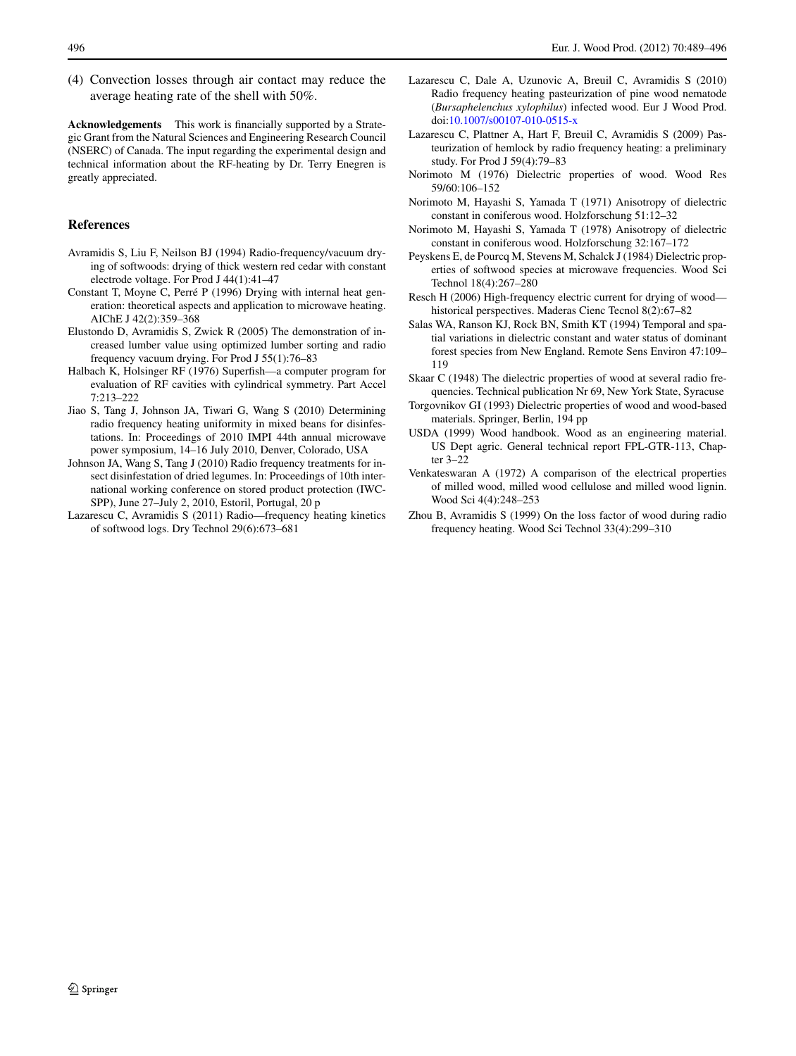(4) Convection losses through air contact may reduce the average heating rate of the shell with 50%.

**Acknowledgements** This work is financially supported by a Strategic Grant from the Natural Sciences and Engineering Research Council (NSERC) of Canada. The input regarding the experimental design and technical information about the RF-heating by Dr. Terry Enegren is greatly appreciated.

## References

Avramidis S, Liu F, Neilson BJ (1994) Radio-frequency/vacuum drying of softwoods: drying of thick western red cedar with constant electrode voltage. For Prod J 44(1):41–47

Constant T, Moyne C, Perré P (1996) Drying with internal heat generation: theoretical aspects and application to microwave heating. AIChE J 42(2):359–368

Elustondo D, Avramidis S, Zwick R (2005) The demonstration of increased lumber value using optimized lumber sorting and radio frequency vacuum drying. For Prod J 55(1):76–83

Halbach K, Holsinger RF (1976) Superfish—a computer program for evaluation of RF cavities with cylindrical symmetry. Part Accel 7:213–222

Jiao S, Tang J, Johnson JA, Tiwari G, Wang S (2010) Determining radio frequency heating uniformity in mixed beans for disinfestations. In: Proceedings of 2010 IMPI 44th annual microwave power symposium, 14–16 July 2010, Denver, Colorado, USA

Johnson JA, Wang S, Tang J (2010) Radio frequency treatments for insect disinfestation of dried legumes. In: Proceedings of 10th international working conference on stored product protection (IWC-SPP), June 27–July 2, 2010, Estoril, Portugal, 20 p

Lazarescu C, Avramidis S (2011) Radio—frequency heating kinetics of softwood logs. Dry Technol 29(6):673–681

Lazarescu C, Dale A, Uzunovic A, Breuil C, Avramidis S (2010) Radio frequency heating pasteurization of pine wood nematode (*Bursaphelenchus xylophilus*) infected wood. Eur J Wood Prod. doi:10.1007/s00107-010-0515-x

Lazarescu C, Plattner A, Hart F, Breuil C, Avramidis S (2009) Pasteurization of hemlock by radio frequency heating: a preliminary study. For Prod J 59(4):79–83

Norimoto M (1976) Dielectric properties of wood. Wood Res 59/60:106–152

Norimoto M, Hayashi S, Yamada T (1971) Anisotropy of dielectric constant in coniferous wood. Holzforschung 51:12–32

Norimoto M, Hayashi S, Yamada T (1978) Anisotropy of dielectric constant in coniferous wood. Holzforschung 32:167–172

Peyskens E, de Pourcq M, Stevens M, Schalck J (1984) Dielectric properties of softwood species at microwave frequencies. Wood Sci Technol 18(4):267–280

Resch H (2006) High-frequency electric current for drying of wood—historical perspectives. Maderas Cienc Tecnol 8(2):67–82

Salas WA, Ranson KJ, Rock BN, Smith KT (1994) Temporal and spatial variations in dielectric constant and water status of dominant forest species from New England. Remote Sens Environ 47:109–119

Skaar C (1948) The dielectric properties of wood at several radio frequencies. Technical publication Nr 69, New York State, Syracuse

Torgovnikov GI (1993) Dielectric properties of wood and wood-based materials. Springer, Berlin, 194 pp

USDA (1999) Wood handbook. Wood as an engineering material. US Dept agric. General technical report FPL-GTR-113, Chapter 3–22

Venkateswaran A (1972) A comparison of the electrical properties of milled wood, milled wood cellulose and milled wood lignin. Wood Sci 4(4):248–253

Zhou B, Avramidis S (1999) On the loss factor of wood during radio frequency heating. Wood Sci Technol 33(4):299–310